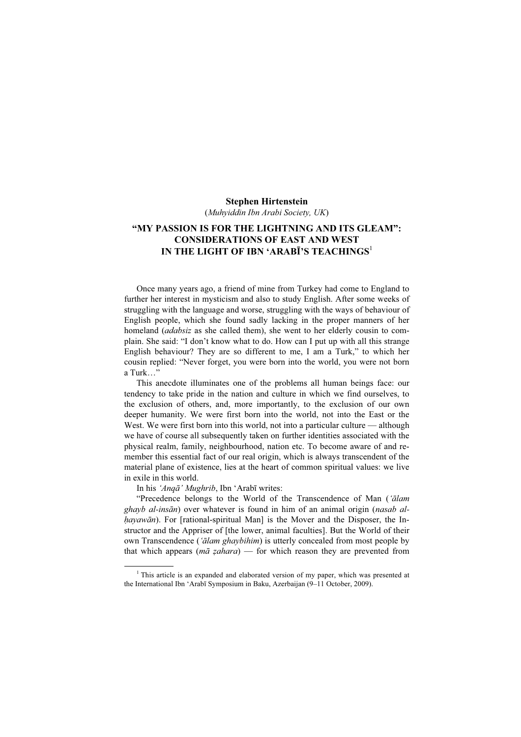**Stephen Hirtenstein**

(*Muhyiddin Ibn Arabi Society, UK*)

# "MY PASSION IS FOR THE LIGHTNING AND ITS GLEAM": CONSIDERATIONS OF EAST AND WEST IN THE LIGHT OF IBN 'ARABĪ'S TEACHINGS[1]

Once many years ago, a friend of mine from Turkey had come to England to further her interest in mysticism and also to study English. After some weeks of struggling with the language and worse, struggling with the ways of behaviour of English people, which she found sadly lacking in the proper manners of her homeland (*adabsiz* as she called them), she went to her elderly cousin to complain. She said: "I don't know what to do. How can I put up with all this strange English behaviour? They are so different to me, I am a Turk," to which her cousin replied: "Never forget, you were born into the world, you were not born a Turk…"

This anecdote illuminates one of the problems all human beings face: our tendency to take pride in the nation and culture in which we find ourselves, to the exclusion of others, and, more importantly, to the exclusion of our own deeper humanity. We were first born into the world, not into the East or the West. We were first born into this world, not into a particular culture — although we have of course all subsequently taken on further identities associated with the physical realm, family, neighbourhood, nation etc. To become aware of and remember this essential fact of our real origin, which is always transcendent of the material plane of existence, lies at the heart of common spiritual values: we live in exile in this world.

In his *'Anqā' Mughrib*, Ibn 'Arabī writes:

"Precedence belongs to the World of the Transcendence of Man (*'ālam ghayb al-insān*) over whatever is found in him of an animal origin (*nasab al-ḥayawān*). For [rational-spiritual Man] is the Mover and the Disposer, the Instructor and the Appriser of [the lower, animal faculties]. But the World of their own Transcendence (*'ālam ghaybihim*) is utterly concealed from most people by that which appears (*mā ẓahara*) — for which reason they are prevented from

---

[1] This article is an expanded and elaborated version of my paper, which was presented at the International Ibn 'Arabī Symposium in Baku, Azerbaijan (9–11 October, 2009).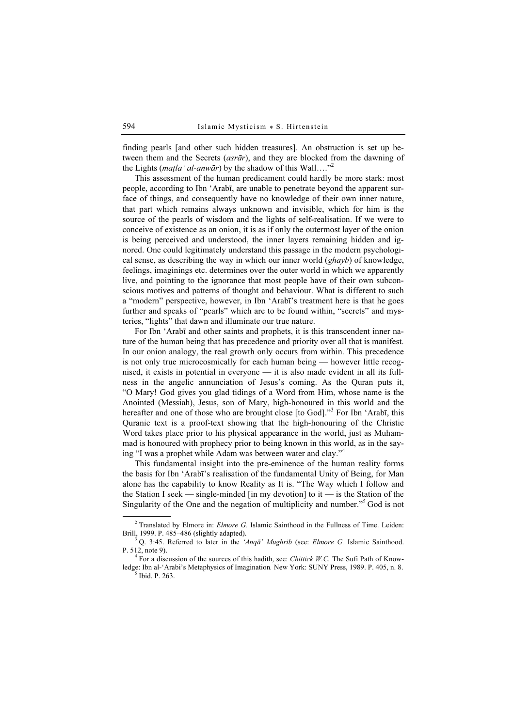finding pearls [and other such hidden treasures]. An obstruction is set up between them and the Secrets (*asrār*), and they are blocked from the dawning of the Lights (*maṭla‘ al-anwār*) by the shadow of this Wall…."[2]

This assessment of the human predicament could hardly be more stark: most people, according to Ibn ‘Arabī, are unable to penetrate beyond the apparent surface of things, and consequently have no knowledge of their own inner nature, that part which remains always unknown and invisible, which for him is the source of the pearls of wisdom and the lights of self-realisation. If we were to conceive of existence as an onion, it is as if only the outermost layer of the onion is being perceived and understood, the inner layers remaining hidden and ignored. One could legitimately understand this passage in the modern psychological sense, as describing the way in which our inner world (*ghayb*) of knowledge, feelings, imaginings etc. determines over the outer world in which we apparently live, and pointing to the ignorance that most people have of their own subconscious motives and patterns of thought and behaviour. What is different to such a "modern" perspective, however, in Ibn ‘Arabī's treatment here is that he goes further and speaks of "pearls" which are to be found within, "secrets" and mysteries, "lights" that dawn and illuminate our true nature.

For Ibn ‘Arabī and other saints and prophets, it is this transcendent inner nature of the human being that has precedence and priority over all that is manifest. In our onion analogy, the real growth only occurs from within. This precedence is not only true microcosmically for each human being — however little recognised, it exists in potential in everyone — it is also made evident in all its fullness in the angelic annunciation of Jesus's coming. As the Quran puts it, "O Mary! God gives you glad tidings of a Word from Him, whose name is the Anointed (Messiah), Jesus, son of Mary, high-honoured in this world and the hereafter and one of those who are brought close [to God]."[3] For Ibn ‘Arabī, this Quranic text is a proof-text showing that the high-honouring of the Christic Word takes place prior to his physical appearance in the world, just as Muhammad is honoured with prophecy prior to being known in this world, as in the saying "I was a prophet while Adam was between water and clay."[4]

This fundamental insight into the pre-eminence of the human reality forms the basis for Ibn ‘Arabī's realisation of the fundamental Unity of Being, for Man alone has the capability to know Reality as It is. "The Way which I follow and the Station I seek — single-minded [in my devotion] to it — is the Station of the Singularity of the One and the negation of multiplicity and number."[5] God is not

---

[2] Translated by Elmore in: *Elmore G.* Islamic Sainthood in the Fullness of Time. Leiden: Brill, 1999. P. 485–486 (slightly adapted).

[3] Q. 3:45. Referred to later in the *‘Anqā’ Mughrib* (see: *Elmore G.* Islamic Sainthood. P. 512, note 9).

[4] For a discussion of the sources of this hadith, see: *Chittick W.C.* The Sufi Path of Knowledge: Ibn al-‘Arabi's Metaphysics of Imagination*.* New York: SUNY Press, 1989. P. 405, n. 8.

[5] Ibid. P. 263.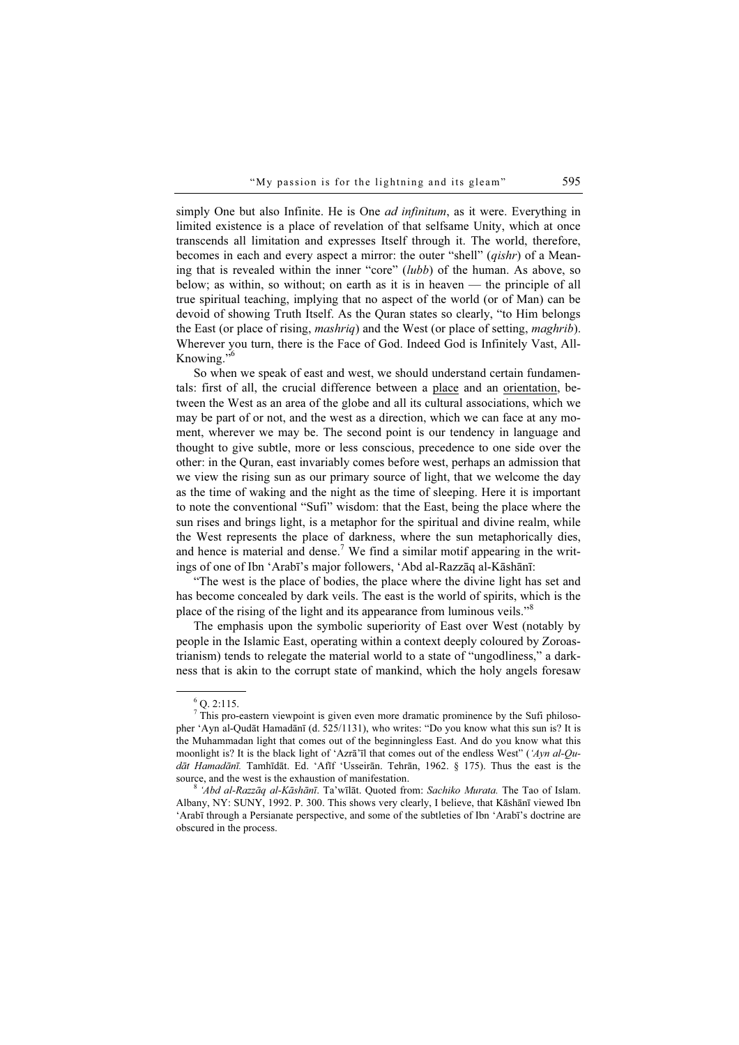simply One but also Infinite. He is One *ad infinitum*, as it were. Everything in limited existence is a place of revelation of that selfsame Unity, which at once transcends all limitation and expresses Itself through it. The world, therefore, becomes in each and every aspect a mirror: the outer "shell" (*qishr*) of a Meaning that is revealed within the inner "core" (*lubb*) of the human. As above, so below; as within, so without; on earth as it is in heaven — the principle of all true spiritual teaching, implying that no aspect of the world (or of Man) can be devoid of showing Truth Itself. As the Quran states so clearly, "to Him belongs the East (or place of rising, *mashriq*) and the West (or place of setting, *maghrib*). Wherever you turn, there is the Face of God. Indeed God is Infinitely Vast, All-Knowing."[6]

So when we speak of east and west, we should understand certain fundamentals: first of all, the crucial difference between a place and an orientation, between the West as an area of the globe and all its cultural associations, which we may be part of or not, and the west as a direction, which we can face at any moment, wherever we may be. The second point is our tendency in language and thought to give subtle, more or less conscious, precedence to one side over the other: in the Quran, east invariably comes before west, perhaps an admission that we view the rising sun as our primary source of light, that we welcome the day as the time of waking and the night as the time of sleeping. Here it is important to note the conventional "Sufi" wisdom: that the East, being the place where the sun rises and brings light, is a metaphor for the spiritual and divine realm, while the West represents the place of darkness, where the sun metaphorically dies, and hence is material and dense.[7] We find a similar motif appearing in the writings of one of Ibn ʻArabī's major followers, ʻAbd al-Razzāq al-Kāshānī:

"The west is the place of bodies, the place where the divine light has set and has become concealed by dark veils. The east is the world of spirits, which is the place of the rising of the light and its appearance from luminous veils."[8]

The emphasis upon the symbolic superiority of East over West (notably by people in the Islamic East, operating within a context deeply coloured by Zoroastrianism) tends to relegate the material world to a state of "ungodliness," a darkness that is akin to the corrupt state of mankind, which the holy angels foresaw

---

[6] Q. 2:115.

[7] This pro-eastern viewpoint is given even more dramatic prominence by the Sufi philosopher ʻAyn al-Quḍāt Hamadānī (d. 525/1131), who writes: "Do you know what this sun is? It is the Muhammadan light that comes out of the beginningless East. And do you know what this moonlight is? It is the black light of ʻAzrāʼīl that comes out of the endless West" (*ʻAyn al-Quḍāt Hamadānī.* Tamhīdāt. Ed. ʻAfīf ʻUsseirān. Tehrān, 1962. § 175). Thus the east is the source, and the west is the exhaustion of manifestation.

[8] *ʻAbd al-Razzāq al-Kāshānī*. Taʼwīlāt. Quoted from: *Sachiko Murata.* The Tao of Islam. Albany, NY: SUNY, 1992. P. 300. This shows very clearly, I believe, that Kāshānī viewed Ibn ʻArabī through a Persianate perspective, and some of the subtleties of Ibn ʻArabī's doctrine are obscured in the process.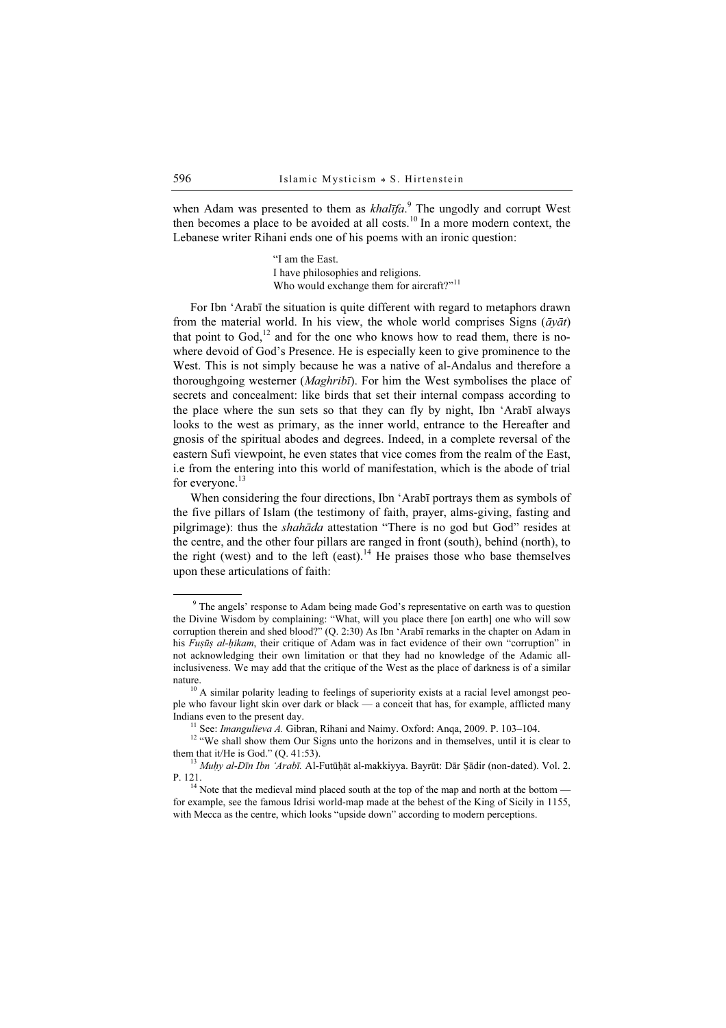when Adam was presented to them as *khalīfa*.[9] The ungodly and corrupt West then becomes a place to be avoided at all costs.[10] In a more modern context, the Lebanese writer Rihani ends one of his poems with an ironic question:

> "I am the East.
> I have philosophies and religions.
> Who would exchange them for aircraft?"[11]

For Ibn 'Arabī the situation is quite different with regard to metaphors drawn from the material world. In his view, the whole world comprises Signs (*āyāt*) that point to God,[12] and for the one who knows how to read them, there is nowhere devoid of God's Presence. He is especially keen to give prominence to the West. This is not simply because he was a native of al-Andalus and therefore a thoroughgoing westerner (*Maghribī*). For him the West symbolises the place of secrets and concealment: like birds that set their internal compass according to the place where the sun sets so that they can fly by night, Ibn 'Arabī always looks to the west as primary, as the inner world, entrance to the Hereafter and gnosis of the spiritual abodes and degrees. Indeed, in a complete reversal of the eastern Sufi viewpoint, he even states that vice comes from the realm of the East, i.e from the entering into this world of manifestation, which is the abode of trial for everyone.[13]

When considering the four directions, Ibn 'Arabī portrays them as symbols of the five pillars of Islam (the testimony of faith, prayer, alms-giving, fasting and pilgrimage): thus the *shahāda* attestation "There is no god but God" resides at the centre, and the other four pillars are ranged in front (south), behind (north), to the right (west) and to the left (east).[14] He praises those who base themselves upon these articulations of faith:

---

[9] The angels' response to Adam being made God's representative on earth was to question the Divine Wisdom by complaining: "What, will you place there [on earth] one who will sow corruption therein and shed blood?" (Q. 2:30) As Ibn 'Arabī remarks in the chapter on Adam in his *Fuṣūṣ al-ḥikam*, their critique of Adam was in fact evidence of their own "corruption" in not acknowledging their own limitation or that they had no knowledge of the Adamic all-inclusiveness. We may add that the critique of the West as the place of darkness is of a similar nature.

[10] A similar polarity leading to feelings of superiority exists at a racial level amongst people who favour light skin over dark or black — a conceit that has, for example, afflicted many Indians even to the present day.

[11] See: *Imangulieva A.* Gibran, Rihani and Naimy. Oxford: Anqa, 2009. P. 103–104.

[12] "We shall show them Our Signs unto the horizons and in themselves, until it is clear to them that it/He is God." (Q. 41:53).

[13] *Muḥy al-Dīn Ibn 'Arabī.* Al-Futūḥāt al-makkiyya. Bayrūt: Dār Ṣādir (non-dated). Vol. 2. P. 121.

[14] Note that the medieval mind placed south at the top of the map and north at the bottom — for example, see the famous Idrisi world-map made at the behest of the King of Sicily in 1155, with Mecca as the centre, which looks "upside down" according to modern perceptions.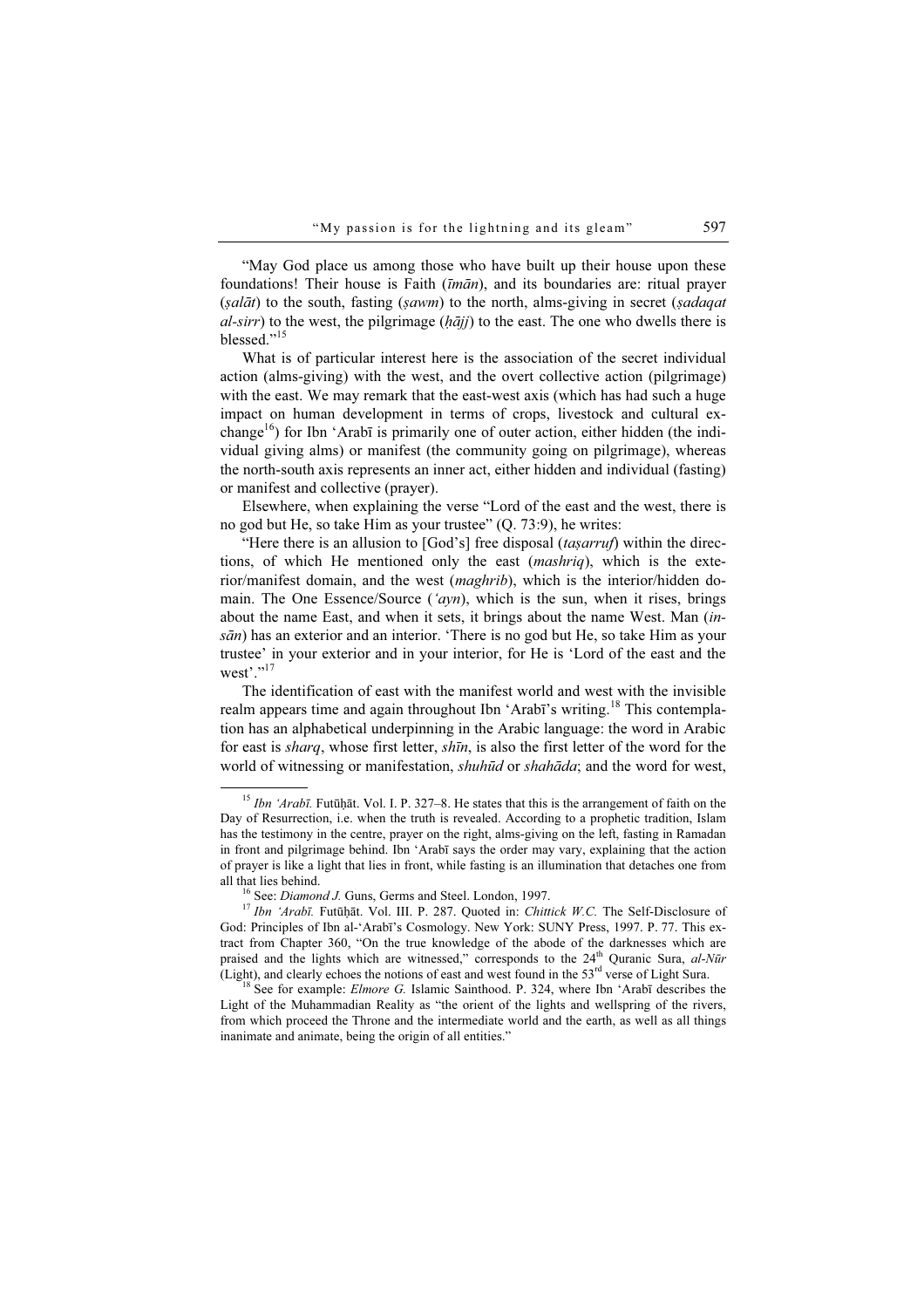"May God place us among those who have built up their house upon these foundations! Their house is Faith (*īmān*), and its boundaries are: ritual prayer (*ṣalāt*) to the south, fasting (*ṣawm*) to the north, alms-giving in secret (*ṣadaqat al-sirr*) to the west, the pilgrimage (*ḥājj*) to the east. The one who dwells there is blessed."[15]

What is of particular interest here is the association of the secret individual action (alms-giving) with the west, and the overt collective action (pilgrimage) with the east. We may remark that the east-west axis (which has had such a huge impact on human development in terms of crops, livestock and cultural exchange[16]) for Ibn 'Arabī is primarily one of outer action, either hidden (the individual giving alms) or manifest (the community going on pilgrimage), whereas the north-south axis represents an inner act, either hidden and individual (fasting) or manifest and collective (prayer).

Elsewhere, when explaining the verse "Lord of the east and the west, there is no god but He, so take Him as your trustee" (Q. 73:9), he writes:

"Here there is an allusion to [God's] free disposal (*taṣarruf*) within the directions, of which He mentioned only the east (*mashriq*), which is the exterior/manifest domain, and the west (*maghrib*), which is the interior/hidden domain. The One Essence/Source (*'ayn*), which is the sun, when it rises, brings about the name East, and when it sets, it brings about the name West. Man (*insān*) has an exterior and an interior. 'There is no god but He, so take Him as your trustee' in your exterior and in your interior, for He is 'Lord of the east and the west'."[17]

The identification of east with the manifest world and west with the invisible realm appears time and again throughout Ibn 'Arabī's writing.[18] This contemplation has an alphabetical underpinning in the Arabic language: the word in Arabic for east is *sharq*, whose first letter, *shīn*, is also the first letter of the word for the world of witnessing or manifestation, *shuhūd* or *shahāda*; and the word for west,

---

[15] *Ibn 'Arabī.* Futūḥāt. Vol. I. P. 327–8. He states that this is the arrangement of faith on the Day of Resurrection, i.e. when the truth is revealed. According to a prophetic tradition, Islam has the testimony in the centre, prayer on the right, alms-giving on the left, fasting in Ramadan in front and pilgrimage behind. Ibn 'Arabī says the order may vary, explaining that the action of prayer is like a light that lies in front, while fasting is an illumination that detaches one from all that lies behind.

[16] See: *Diamond J.* Guns, Germs and Steel. London, 1997.

[17] *Ibn 'Arabī.* Futūḥāt. Vol. III. P. 287. Quoted in: *Chittick W.C.* The Self-Disclosure of God: Principles of Ibn al-'Arabī's Cosmology. New York: SUNY Press, 1997. P. 77. This extract from Chapter 360, "On the true knowledge of the abode of the darknesses which are praised and the lights which are witnessed," corresponds to the 24th Quranic Sura, *al-Nūr* (Light), and clearly echoes the notions of east and west found in the 53rd verse of Light Sura.

[18] See for example: *Elmore G.* Islamic Sainthood. P. 324, where Ibn 'Arabī describes the Light of the Muhammadian Reality as "the orient of the lights and wellspring of the rivers, from which proceed the Throne and the intermediate world and the earth, as well as all things inanimate and animate, being the origin of all entities."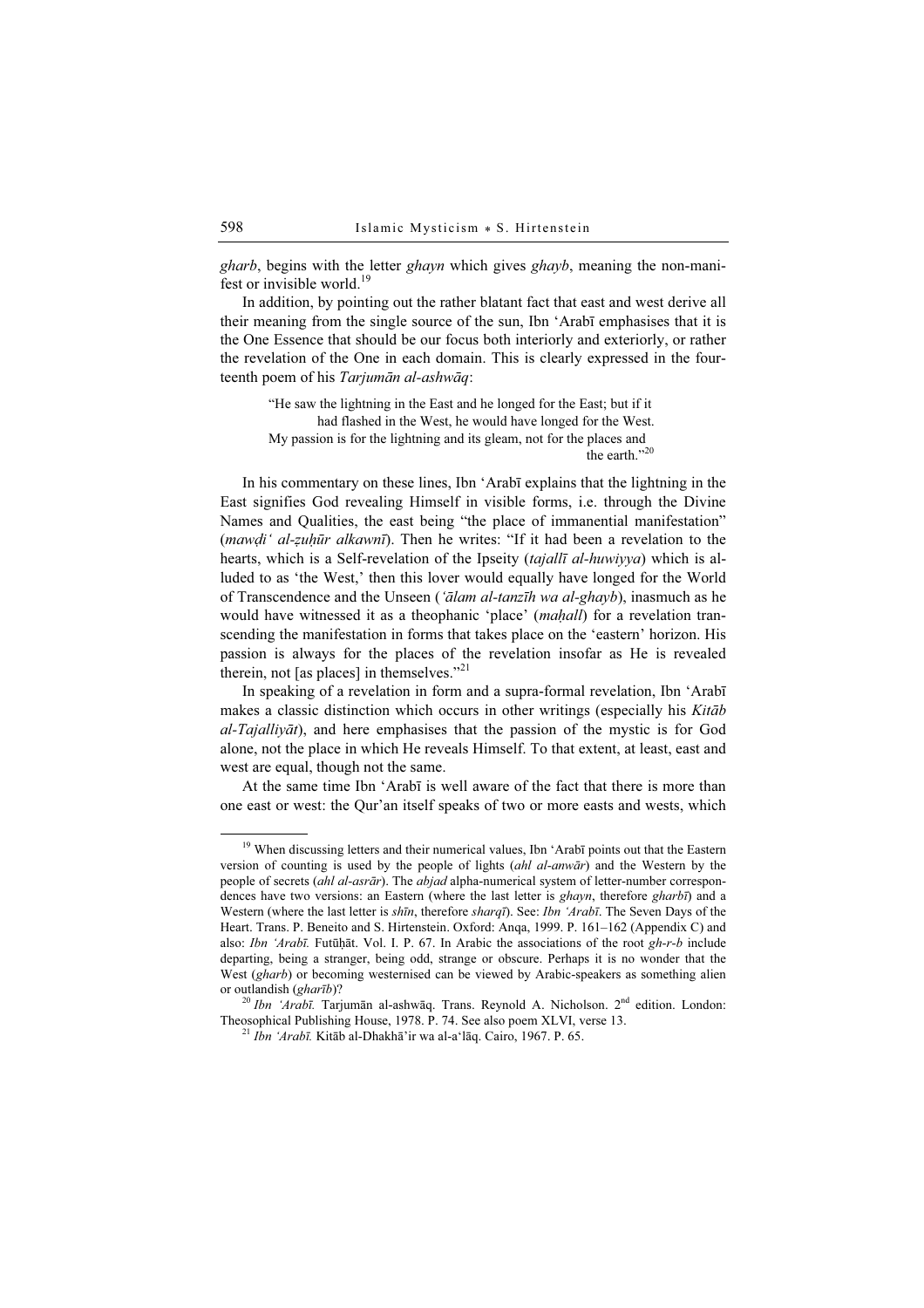*gharb*, begins with the letter *ghayn* which gives *ghayb*, meaning the non-manifest or invisible world.[19]

In addition, by pointing out the rather blatant fact that east and west derive all their meaning from the single source of the sun, Ibn ʿArabī emphasises that it is the One Essence that should be our focus both interiorly and exteriorly, or rather the revelation of the One in each domain. This is clearly expressed in the fourteenth poem of his *Tarjumān al-ashwāq*:

> "He saw the lightning in the East and he longed for the East; but if it had flashed in the West, he would have longed for the West.
> My passion is for the lightning and its gleam, not for the places and the earth."[20]

In his commentary on these lines, Ibn ʿArabī explains that the lightning in the East signifies God revealing Himself in visible forms, i.e. through the Divine Names and Qualities, the east being "the place of immanential manifestation" (*mawḍiʿ al-ẓuhūr alkawnī*). Then he writes: "If it had been a revelation to the hearts, which is a Self-revelation of the Ipseity (*tajallī al-huwiyya*) which is alluded to as 'the West,' then this lover would equally have longed for the World of Transcendence and the Unseen (*ʿālam al-tanzīh wa al-ghayb*), inasmuch as he would have witnessed it as a theophanic 'place' (*maḥall*) for a revelation transcending the manifestation in forms that takes place on the 'eastern' horizon. His passion is always for the places of the revelation insofar as He is revealed therein, not [as places] in themselves."[21]

In speaking of a revelation in form and a supra-formal revelation, Ibn ʿArabī makes a classic distinction which occurs in other writings (especially his *Kitāb al-Tajalliyāt*), and here emphasises that the passion of the mystic is for God alone, not the place in which He reveals Himself. To that extent, at least, east and west are equal, though not the same.

At the same time Ibn ʿArabī is well aware of the fact that there is more than one east or west: the Qur'an itself speaks of two or more easts and wests, which

---

[19] When discussing letters and their numerical values, Ibn ʿArabī points out that the Eastern version of counting is used by the people of lights (*ahl al-anwār*) and the Western by the people of secrets (*ahl al-asrār*). The *abjad* alpha-numerical system of letter-number correspondences have two versions: an Eastern (where the last letter is *ghayn*, therefore *gharbī*) and a Western (where the last letter is *shīn*, therefore *sharqī*). See: *Ibn ʿArabī*. The Seven Days of the Heart. Trans. P. Beneito and S. Hirtenstein. Oxford: Anqa, 1999. P. 161–162 (Appendix C) and also: *Ibn ʿArabī.* Futūḥāt. Vol. I. P. 67. In Arabic the associations of the root *gh-r-b* include departing, being a stranger, being odd, strange or obscure. Perhaps it is no wonder that the West (*gharb*) or becoming westernised can be viewed by Arabic-speakers as something alien or outlandish (*gharīb*)?

[20] *Ibn ʿArabī.* Tarjumān al-ashwāq. Trans. Reynold A. Nicholson. 2nd edition. London: Theosophical Publishing House, 1978. P. 74. See also poem XLVI, verse 13.

[21] *Ibn ʿArabī.* Kitāb al-Dhakhā'ir wa al-aʿlāq. Cairo, 1967. P. 65.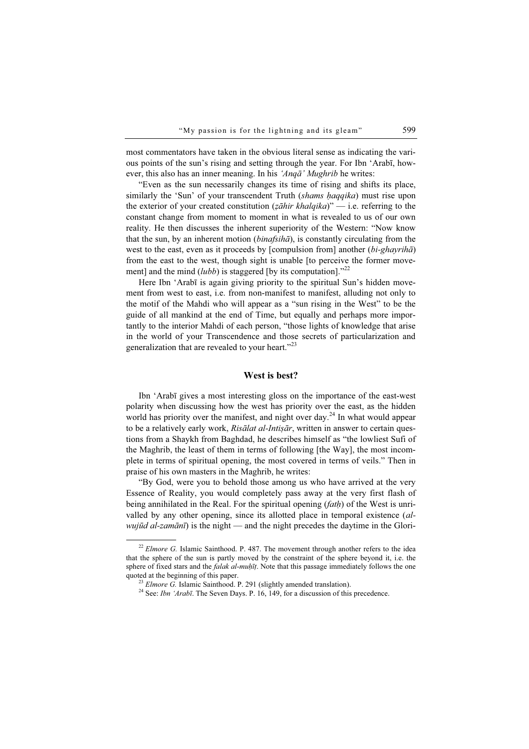most commentators have taken in the obvious literal sense as indicating the various points of the sun's rising and setting through the year. For Ibn 'Arabī, however, this also has an inner meaning. In his *'Anqā' Mughrib* he writes:

"Even as the sun necessarily changes its time of rising and shifts its place, similarly the 'Sun' of your transcendent Truth (*shams ḥaqqika*) must rise upon the exterior of your created constitution (*ẓāhir khalqika*)" — i.e. referring to the constant change from moment to moment in what is revealed to us of our own reality. He then discusses the inherent superiority of the Western: "Now know that the sun, by an inherent motion (*binafsihā*), is constantly circulating from the west to the east, even as it proceeds by [compulsion from] another (*bi-ghayrihā*) from the east to the west, though sight is unable [to perceive the former movement] and the mind (*lubb*) is staggered [by its computation]."[22]

Here Ibn 'Arabī is again giving priority to the spiritual Sun's hidden movement from west to east, i.e. from non-manifest to manifest, alluding not only to the motif of the Mahdi who will appear as a "sun rising in the West" to be the guide of all mankind at the end of Time, but equally and perhaps more importantly to the interior Mahdi of each person, "those lights of knowledge that arise in the world of your Transcendence and those secrets of particularization and generalization that are revealed to your heart."[23]

## West is best?

Ibn 'Arabī gives a most interesting gloss on the importance of the east-west polarity when discussing how the west has priority over the east, as the hidden world has priority over the manifest, and night over day.[24] In what would appear to be a relatively early work, *Risālat al-Intiṣār*, written in answer to certain questions from a Shaykh from Baghdad, he describes himself as "the lowliest Sufi of the Maghrib, the least of them in terms of following [the Way], the most incomplete in terms of spiritual opening, the most covered in terms of veils." Then in praise of his own masters in the Maghrib, he writes:

"By God, were you to behold those among us who have arrived at the very Essence of Reality, you would completely pass away at the very first flash of being annihilated in the Real. For the spiritual opening (*fatḥ*) of the West is unrivalled by any other opening, since its allotted place in temporal existence (*al-wujūd al-zamānī*) is the night — and the night precedes the daytime in the Glori-

---

[22] *Elmore G.* Islamic Sainthood. P. 487. The movement through another refers to the idea that the sphere of the sun is partly moved by the constraint of the sphere beyond it, i.e. the sphere of fixed stars and the *falak al-muḥīṭ*. Note that this passage immediately follows the one quoted at the beginning of this paper.

[23] *Elmore G.* Islamic Sainthood. P. 291 (slightly amended translation).

[24] See: *Ibn 'Arabī*. The Seven Days. P. 16, 149, for a discussion of this precedence.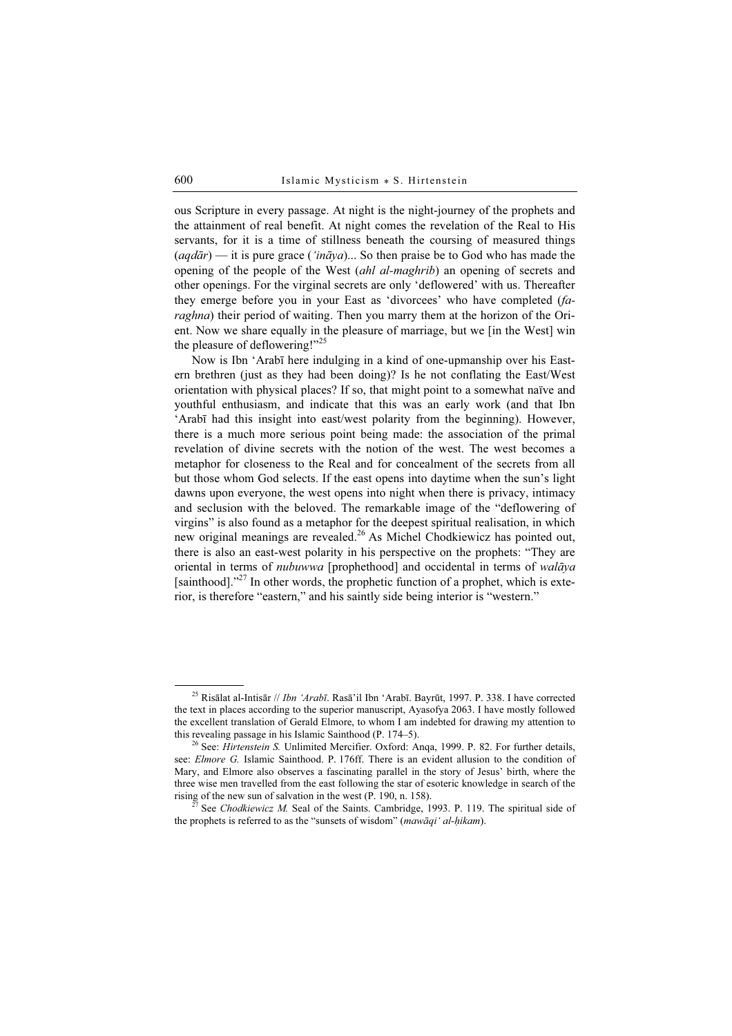ous Scripture in every passage. At night is the night-journey of the prophets and the attainment of real benefit. At night comes the revelation of the Real to His servants, for it is a time of stillness beneath the coursing of measured things (*aqdār*) — it is pure grace (*'ināya*)... So then praise be to God who has made the opening of the people of the West (*ahl al-maghrib*) an opening of secrets and other openings. For the virginal secrets are only 'deflowered' with us. Thereafter they emerge before you in your East as 'divorcees' who have completed (*faraghna*) their period of waiting. Then you marry them at the horizon of the Orient. Now we share equally in the pleasure of marriage, but we [in the West] win the pleasure of deflowering!"[25]

Now is Ibn 'Arabī here indulging in a kind of one-upmanship over his Eastern brethren (just as they had been doing)? Is he not conflating the East/West orientation with physical places? If so, that might point to a somewhat naïve and youthful enthusiasm, and indicate that this was an early work (and that Ibn 'Arabī had this insight into east/west polarity from the beginning). However, there is a much more serious point being made: the association of the primal revelation of divine secrets with the notion of the west. The west becomes a metaphor for closeness to the Real and for concealment of the secrets from all but those whom God selects. If the east opens into daytime when the sun's light dawns upon everyone, the west opens into night when there is privacy, intimacy and seclusion with the beloved. The remarkable image of the "deflowering of virgins" is also found as a metaphor for the deepest spiritual realisation, in which new original meanings are revealed.[26] As Michel Chodkiewicz has pointed out, there is also an east-west polarity in his perspective on the prophets: "They are oriental in terms of *nubuwwa* [prophethood] and occidental in terms of *walāya* [sainthood]."[27] In other words, the prophetic function of a prophet, which is exterior, is therefore "eastern," and his saintly side being interior is "western."

---

[25] Risālat al-Intisār // *Ibn 'Arabī*. Rasā'il Ibn 'Arabī. Bayrūt, 1997. P. 338. I have corrected the text in places according to the superior manuscript, Ayasofya 2063. I have mostly followed the excellent translation of Gerald Elmore, to whom I am indebted for drawing my attention to this revealing passage in his Islamic Sainthood (P. 174–5).

[26] See: *Hirtenstein S.* Unlimited Mercifier. Oxford: Anqa, 1999. P. 82. For further details, see: *Elmore G.* Islamic Sainthood. P. 176ff. There is an evident allusion to the condition of Mary, and Elmore also observes a fascinating parallel in the story of Jesus' birth, where the three wise men travelled from the east following the star of esoteric knowledge in search of the rising of the new sun of salvation in the west (P. 190, n. 158).

[27] See *Chodkiewicz M.* Seal of the Saints. Cambridge, 1993. P. 119. The spiritual side of the prophets is referred to as the "sunsets of wisdom" (*mawāqi' al-ḥikam*).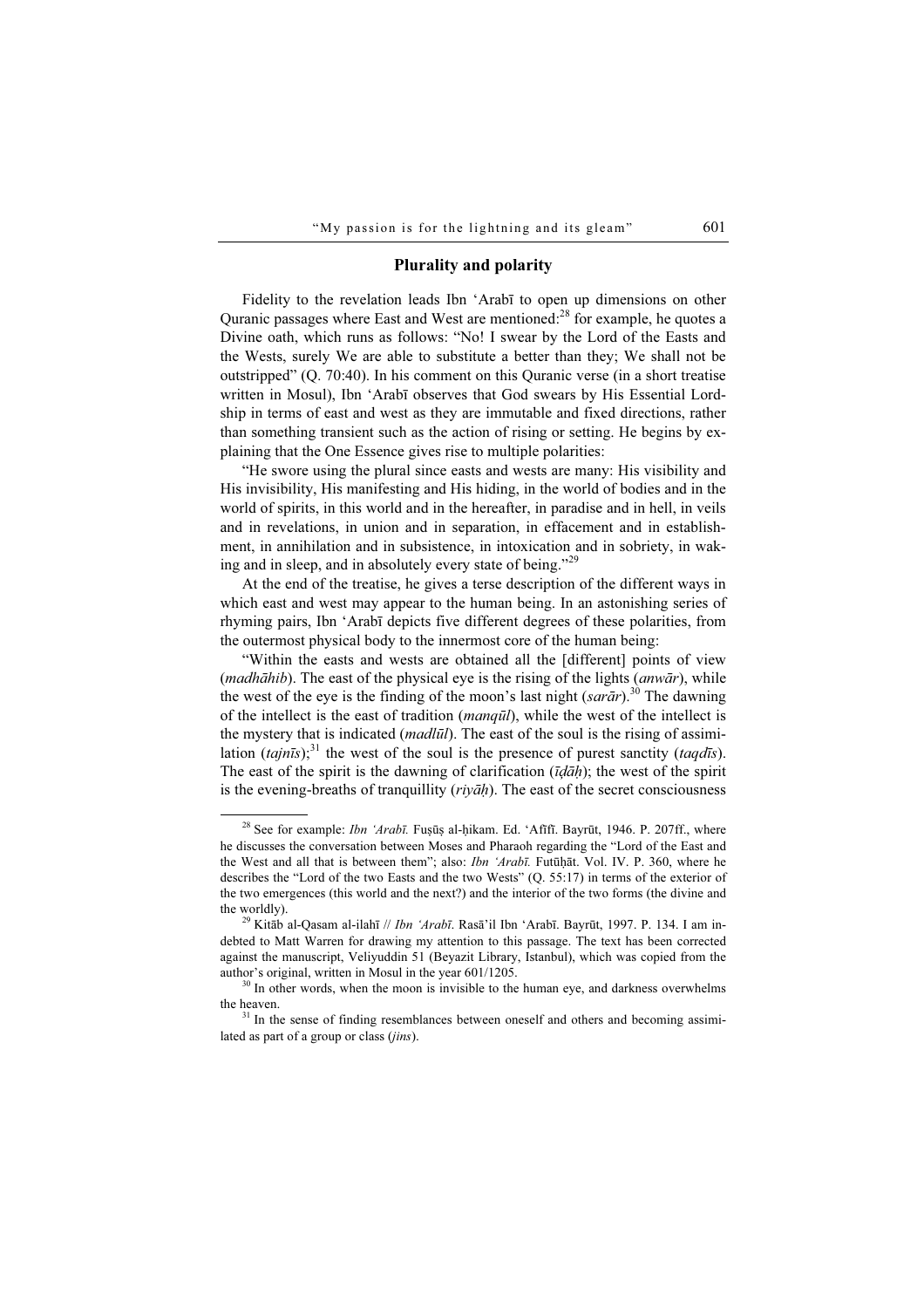## Plurality and polarity

Fidelity to the revelation leads Ibn ʿArabī to open up dimensions on other Quranic passages where East and West are mentioned:[28] for example, he quotes a Divine oath, which runs as follows: "No! I swear by the Lord of the Easts and the Wests, surely We are able to substitute a better than they; We shall not be outstripped" (Q. 70:40). In his comment on this Quranic verse (in a short treatise written in Mosul), Ibn ʿArabī observes that God swears by His Essential Lordship in terms of east and west as they are immutable and fixed directions, rather than something transient such as the action of rising or setting. He begins by explaining that the One Essence gives rise to multiple polarities:

"He swore using the plural since easts and wests are many: His visibility and His invisibility, His manifesting and His hiding, in the world of bodies and in the world of spirits, in this world and in the hereafter, in paradise and in hell, in veils and in revelations, in union and in separation, in effacement and in establishment, in annihilation and in subsistence, in intoxication and in sobriety, in waking and in sleep, and in absolutely every state of being."[29]

At the end of the treatise, he gives a terse description of the different ways in which east and west may appear to the human being. In an astonishing series of rhyming pairs, Ibn ʿArabī depicts five different degrees of these polarities, from the outermost physical body to the innermost core of the human being:

"Within the easts and wests are obtained all the [different] points of view (*madhāhib*). The east of the physical eye is the rising of the lights (*anwār*), while the west of the eye is the finding of the moon's last night (*sarār*).[30] The dawning of the intellect is the east of tradition (*manqūl*), while the west of the intellect is the mystery that is indicated (*madlūl*). The east of the soul is the rising of assimilation (*tajnīs*);[31] the west of the soul is the presence of purest sanctity (*taqdīs*). The east of the spirit is the dawning of clarification (*īḍāḥ*); the west of the spirit is the evening-breaths of tranquillity (*riyāḥ*). The east of the secret consciousness

---

[28] See for example: *Ibn ʿArabī.* Fuṣūṣ al-ḥikam. Ed. ʿAfīfī. Bayrūt, 1946. P. 207ff., where he discusses the conversation between Moses and Pharaoh regarding the "Lord of the East and the West and all that is between them"; also: *Ibn ʿArabī.* Futūḥāt. Vol. IV. P. 360, where he describes the "Lord of the two Easts and the two Wests" (Q. 55:17) in terms of the exterior of the two emergences (this world and the next?) and the interior of the two forms (the divine and the worldly).

[29] Kitāb al-Qasam al-ilahī // *Ibn ʿArabī.* Rasāʾil Ibn ʿArabī. Bayrūt, 1997. P. 134. I am indebted to Matt Warren for drawing my attention to this passage. The text has been corrected against the manuscript, Veliyuddin 51 (Beyazit Library, Istanbul), which was copied from the author's original, written in Mosul in the year 601/1205.

[30] In other words, when the moon is invisible to the human eye, and darkness overwhelms the heaven.

[31] In the sense of finding resemblances between oneself and others and becoming assimilated as part of a group or class (*jins*).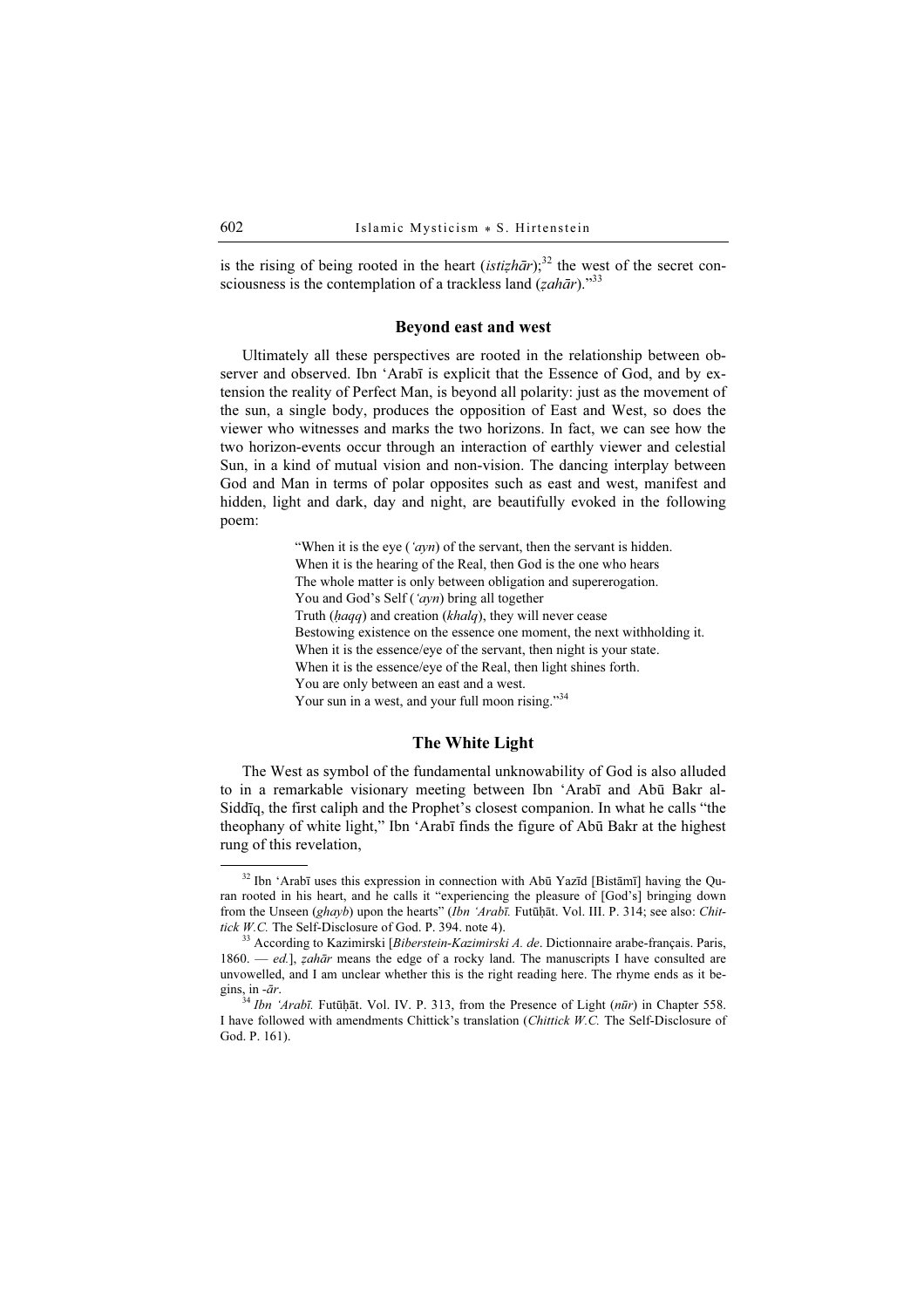is the rising of being rooted in the heart (*istiẓhār*);[32] the west of the secret consciousness is the contemplation of a trackless land (*ẓahār*)."[33]

## Beyond east and west

Ultimately all these perspectives are rooted in the relationship between observer and observed. Ibn ʻArabī is explicit that the Essence of God, and by extension the reality of Perfect Man, is beyond all polarity: just as the movement of the sun, a single body, produces the opposition of East and West, so does the viewer who witnesses and marks the two horizons. In fact, we can see how the two horizon-events occur through an interaction of earthly viewer and celestial Sun, in a kind of mutual vision and non-vision. The dancing interplay between God and Man in terms of polar opposites such as east and west, manifest and hidden, light and dark, day and night, are beautifully evoked in the following poem:

> "When it is the eye (*ʻayn*) of the servant, then the servant is hidden.
> When it is the hearing of the Real, then God is the one who hears
> The whole matter is only between obligation and supererogation.
> You and God's Self (*ʻayn*) bring all together
> Truth (*ḥaqq*) and creation (*khalq*), they will never cease
> Bestowing existence on the essence one moment, the next withholding it.
> When it is the essence/eye of the servant, then night is your state.
> When it is the essence/eye of the Real, then light shines forth.
> You are only between an east and a west.
> Your sun in a west, and your full moon rising."[34]

## The White Light

The West as symbol of the fundamental unknowability of God is also alluded to in a remarkable visionary meeting between Ibn ʻArabī and Abū Bakr al-Siddīq, the first caliph and the Prophet's closest companion. In what he calls "the theophany of white light," Ibn ʻArabī finds the figure of Abū Bakr at the highest rung of this revelation,

---

[32] Ibn ʻArabī uses this expression in connection with Abū Yazīd [Bistāmī] having the Quran rooted in his heart, and he calls it "experiencing the pleasure of [God's] bringing down from the Unseen (*ghayb*) upon the hearts" (*Ibn ʻArabī.* Futūḥāt. Vol. III. P. 314; see also: *Chittick W.C.* The Self-Disclosure of God. P. 394. note 4).

[33] According to Kazimirski [*Biberstein-Kazimirski A. de*. Dictionnaire arabe-français. Paris, 1860. — *ed.*], *ẓahār* means the edge of a rocky land. The manuscripts I have consulted are unvowelled, and I am unclear whether this is the right reading here. The rhyme ends as it begins, in *-ār*.

[34] *Ibn ʻArabī.* Futūḥāt. Vol. IV. P. 313, from the Presence of Light (*nūr*) in Chapter 558. I have followed with amendments Chittick's translation (*Chittick W.C.* The Self-Disclosure of God. P. 161).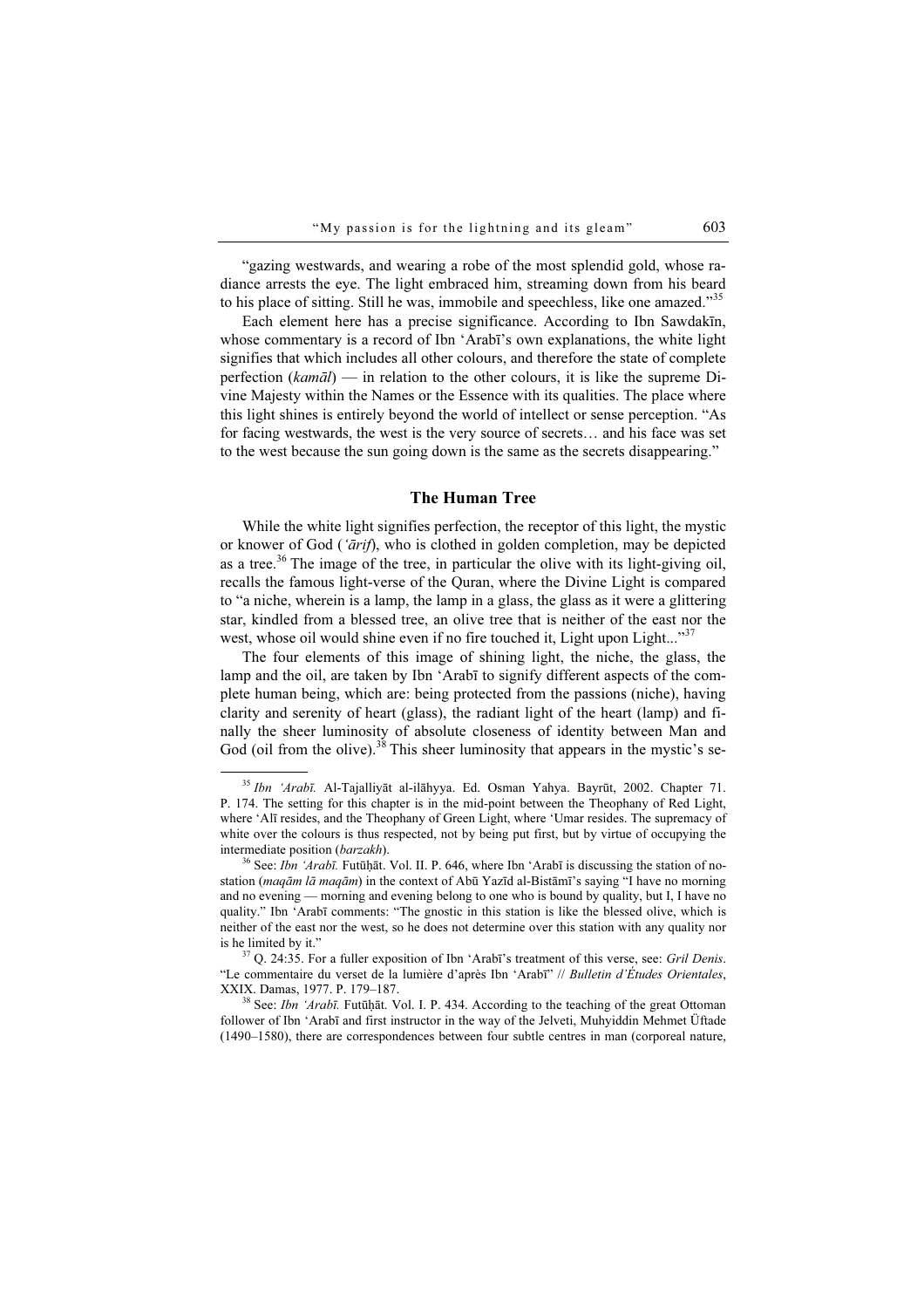"gazing westwards, and wearing a robe of the most splendid gold, whose radiance arrests the eye. The light embraced him, streaming down from his beard to his place of sitting. Still he was, immobile and speechless, like one amazed."[35]

Each element here has a precise significance. According to Ibn Sawdakīn, whose commentary is a record of Ibn ʻArabī's own explanations, the white light signifies that which includes all other colours, and therefore the state of complete perfection (*kamāl*) — in relation to the other colours, it is like the supreme Divine Majesty within the Names or the Essence with its qualities. The place where this light shines is entirely beyond the world of intellect or sense perception. "As for facing westwards, the west is the very source of secrets… and his face was set to the west because the sun going down is the same as the secrets disappearing."

## The Human Tree

While the white light signifies perfection, the receptor of this light, the mystic or knower of God (*ʻārif*), who is clothed in golden completion, may be depicted as a tree.[36] The image of the tree, in particular the olive with its light-giving oil, recalls the famous light-verse of the Quran, where the Divine Light is compared to "a niche, wherein is a lamp, the lamp in a glass, the glass as it were a glittering star, kindled from a blessed tree, an olive tree that is neither of the east nor the west, whose oil would shine even if no fire touched it, Light upon Light..."[37]

The four elements of this image of shining light, the niche, the glass, the lamp and the oil, are taken by Ibn ʻArabī to signify different aspects of the complete human being, which are: being protected from the passions (niche), having clarity and serenity of heart (glass), the radiant light of the heart (lamp) and finally the sheer luminosity of absolute closeness of identity between Man and God (oil from the olive).[38] This sheer luminosity that appears in the mystic's se-

---

[35] *Ibn ʻArabī.* Al-Tajalliyāt al-ilāhyya. Ed. Osman Yahya. Bayrūt, 2002. Chapter 71. P. 174. The setting for this chapter is in the mid-point between the Theophany of Red Light, where ʻAlī resides, and the Theophany of Green Light, where ʻUmar resides. The supremacy of white over the colours is thus respected, not by being put first, but by virtue of occupying the intermediate position (*barzakh*).

[36] See: *Ibn ʻArabī.* Futūḥāt. Vol. II. P. 646, where Ibn ʻArabī is discussing the station of no-station (*maqām lā maqām*) in the context of Abū Yazīd al-Bistāmī's saying "I have no morning and no evening — morning and evening belong to one who is bound by quality, but I, I have no quality." Ibn ʻArabī comments: "The gnostic in this station is like the blessed olive, which is neither of the east nor the west, so he does not determine over this station with any quality nor is he limited by it."

[37] Q. 24:35. For a fuller exposition of Ibn ʻArabī's treatment of this verse, see: *Gril Denis*. "Le commentaire du verset de la lumière d'après Ibn ʻArabī" // *Bulletin d'Études Orientales*, XXIX. Damas, 1977. P. 179–187.

[38] See: *Ibn ʻArabī.* Futūḥāt. Vol. I. P. 434. According to the teaching of the great Ottoman follower of Ibn ʻArabī and first instructor in the way of the Jelveti, Muhyiddin Mehmet Üftade (1490–1580), there are correspondences between four subtle centres in man (corporeal nature,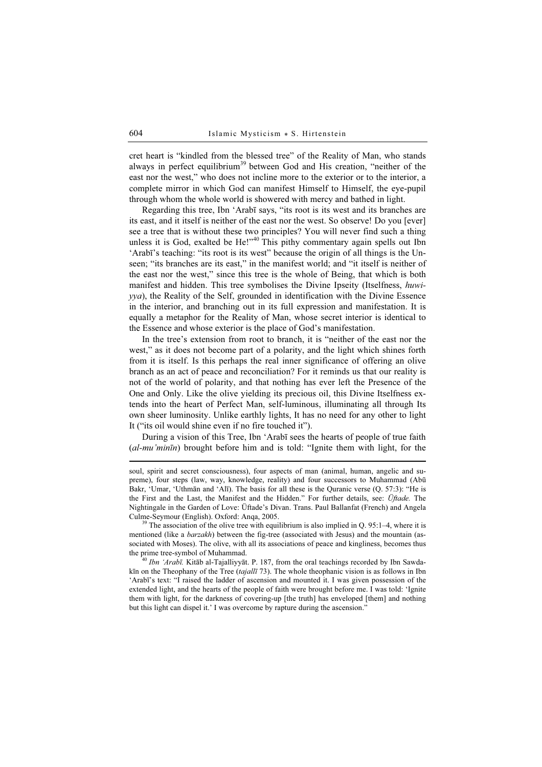cret heart is "kindled from the blessed tree" of the Reality of Man, who stands always in perfect equilibrium[39] between God and His creation, "neither of the east nor the west," who does not incline more to the exterior or to the interior, a complete mirror in which God can manifest Himself to Himself, the eye-pupil through whom the whole world is showered with mercy and bathed in light.

Regarding this tree, Ibn 'Arabī says, "its root is its west and its branches are its east, and it itself is neither of the east nor the west. So observe! Do you [ever] see a tree that is without these two principles? You will never find such a thing unless it is God, exalted be He!"[40] This pithy commentary again spells out Ibn 'Arabī's teaching: "its root is its west" because the origin of all things is the Unseen; "its branches are its east," in the manifest world; and "it itself is neither of the east nor the west," since this tree is the whole of Being, that which is both manifest and hidden. This tree symbolises the Divine Ipseity (Itselfness, *huwiyya*), the Reality of the Self, grounded in identification with the Divine Essence in the interior, and branching out in its full expression and manifestation. It is equally a metaphor for the Reality of Man, whose secret interior is identical to the Essence and whose exterior is the place of God's manifestation.

In the tree's extension from root to branch, it is "neither of the east nor the west," as it does not become part of a polarity, and the light which shines forth from it is itself. Is this perhaps the real inner significance of offering an olive branch as an act of peace and reconciliation? For it reminds us that our reality is not of the world of polarity, and that nothing has ever left the Presence of the One and Only. Like the olive yielding its precious oil, this Divine Itselfness extends into the heart of Perfect Man, self-luminous, illuminating all through Its own sheer luminosity. Unlike earthly lights, It has no need for any other to light It ("its oil would shine even if no fire touched it").

During a vision of this Tree, Ibn 'Arabī sees the hearts of people of true faith (*al-mu'minīn*) brought before him and is told: "Ignite them with light, for the

---

soul, spirit and secret consciousness), four aspects of man (animal, human, angelic and supreme), four steps (law, way, knowledge, reality) and four successors to Muhammad (Abū Bakr, 'Umar, 'Uthmān and 'Alī). The basis for all these is the Quranic verse (Q. 57:3): "He is the First and the Last, the Manifest and the Hidden." For further details, see: *Üftade.* The Nightingale in the Garden of Love: Üftade's Divan. Trans. Paul Ballanfat (French) and Angela Culme-Seymour (English). Oxford: Anqa, 2005.

[39] The association of the olive tree with equilibrium is also implied in Q. 95:1–4, where it is mentioned (like a *barzakh*) between the fig-tree (associated with Jesus) and the mountain (associated with Moses). The olive, with all its associations of peace and kingliness, becomes thus the prime tree-symbol of Muhammad.

[40] *Ibn 'Arabī.* Kitāb al-Tajalliyyāt. P. 187, from the oral teachings recorded by Ibn Sawdakīn on the Theophany of the Tree (*tajallī* 73). The whole theophanic vision is as follows in Ibn 'Arabī's text: "I raised the ladder of ascension and mounted it. I was given possession of the extended light, and the hearts of the people of faith were brought before me. I was told: 'Ignite them with light, for the darkness of covering-up [the truth] has enveloped [them] and nothing but this light can dispel it.' I was overcome by rapture during the ascension."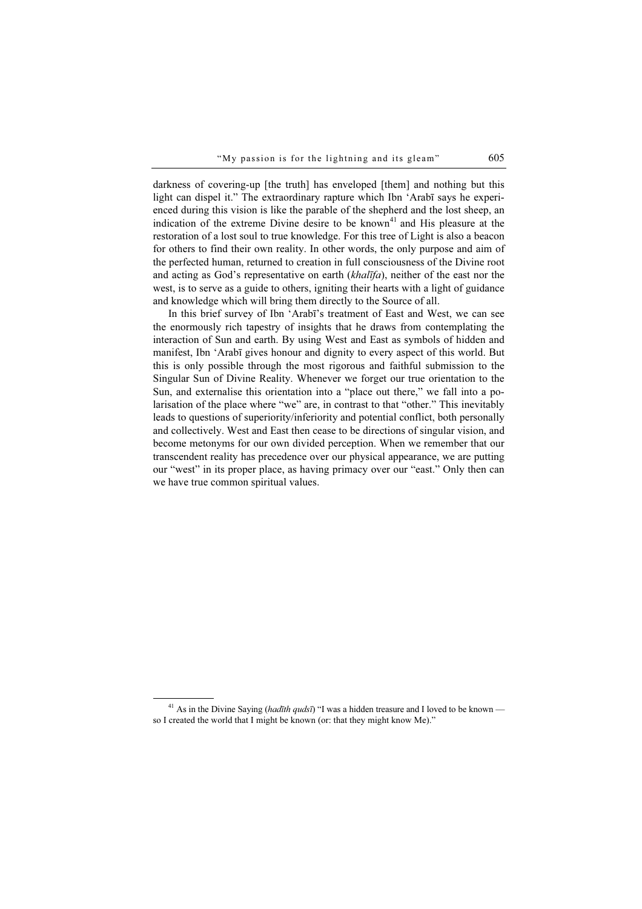darkness of covering-up [the truth] has enveloped [them] and nothing but this light can dispel it." The extraordinary rapture which Ibn 'Arabī says he experienced during this vision is like the parable of the shepherd and the lost sheep, an indication of the extreme Divine desire to be known[41] and His pleasure at the restoration of a lost soul to true knowledge. For this tree of Light is also a beacon for others to find their own reality. In other words, the only purpose and aim of the perfected human, returned to creation in full consciousness of the Divine root and acting as God's representative on earth (*khalīfa*), neither of the east nor the west, is to serve as a guide to others, igniting their hearts with a light of guidance and knowledge which will bring them directly to the Source of all.

In this brief survey of Ibn 'Arabī's treatment of East and West, we can see the enormously rich tapestry of insights that he draws from contemplating the interaction of Sun and earth. By using West and East as symbols of hidden and manifest, Ibn 'Arabī gives honour and dignity to every aspect of this world. But this is only possible through the most rigorous and faithful submission to the Singular Sun of Divine Reality. Whenever we forget our true orientation to the Sun, and externalise this orientation into a "place out there," we fall into a polarisation of the place where "we" are, in contrast to that "other." This inevitably leads to questions of superiority/inferiority and potential conflict, both personally and collectively. West and East then cease to be directions of singular vision, and become metonyms for our own divided perception. When we remember that our transcendent reality has precedence over our physical appearance, we are putting our "west" in its proper place, as having primacy over our "east." Only then can we have true common spiritual values.

[41] As in the Divine Saying (*hadīth qudsī*) "I was a hidden treasure and I loved to be known — so I created the world that I might be known (or: that they might know Me)."